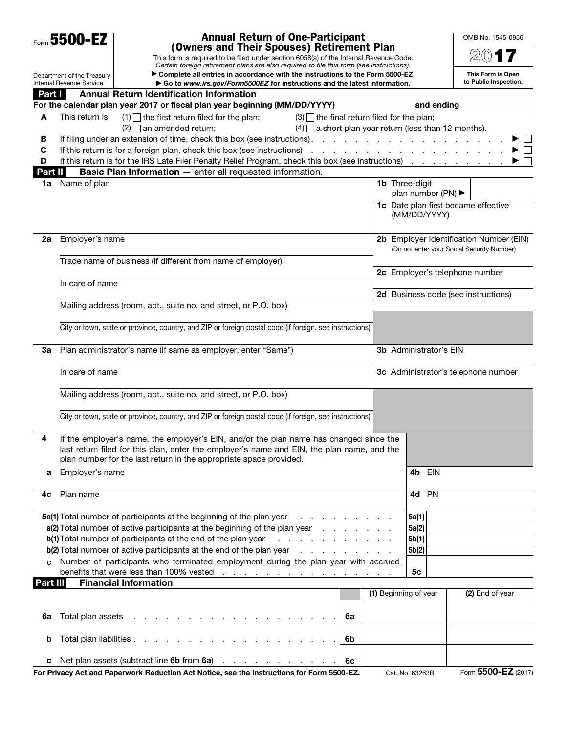Form **5500-EZ**

Department of the Treasury
Internal Revenue Service

# Annual Return of One-Participant (Owners and Their Spouses) Retirement Plan

This form is required to be filed under section 6058(a) of the Internal Revenue Code.
*Certain foreign retirement plans are also required to file this form (see instructions).*
▶ **Complete all entries in accordance with the instructions to the Form 5500-EZ.**
▶ **Go to *www.irs.gov/Form5500EZ* for instructions and the latest information.**

OMB No. 1545-0956

**2017**

**This Form is Open to Public Inspection.**

## Part I — Annual Return Identification Information

**For the calendar plan year 2017 or fiscal plan year beginning (MM/DD/YYYY) and ending**

**A** This return is: (1) ☐ the first return filed for the plan; (2) ☐ an amended return; (3) ☐ the final return filed for the plan; (4) ☐ a short plan year return (less than 12 months).

**B** If filing under an extension of time, check this box (see instructions) . . . . . ▶ ☐

**C** If this return is for a foreign plan, check this box (see instructions) . . . . . ▶ ☐

**D** If this return is for the IRS Late Filer Penalty Relief Program, check this box (see instructions) . . . . . ▶ ☐

## Part II — Basic Plan Information — enter all requested information.

**1a** Name of plan

**1b** Three-digit plan number (PN) ▶

**1c** Date plan first became effective (MM/DD/YYYY)

**2a** Employer's name

Trade name of business (if different from name of employer)

In care of name

Mailing address (room, apt., suite no. and street, or P.O. box)

City or town, state or province, country, and ZIP or foreign postal code (if foreign, see instructions)

**2b** Employer Identification Number (EIN) (Do not enter your Social Security Number)

**2c** Employer's telephone number

**2d** Business code (see instructions)

**3a** Plan administrator's name (If same as employer, enter "Same")

In care of name

Mailing address (room, apt., suite no. and street, or P.O. box)

City or town, state or province, country, and ZIP or foreign postal code (if foreign, see instructions)

**3b** Administrator's EIN

**3c** Administrator's telephone number

**4** If the employer's name, the employer's EIN, and/or the plan name has changed since the last return filed for this plan, enter the employer's name and EIN, the plan name, and the plan number for the last return in the appropriate space provided.

**a** Employer's name — **4b** EIN

**4c** Plan name — **4d** PN

| | | |
|---|---|---|
| **5a(1)** Total number of participants at the beginning of the plan year . . . . . | **5a(1)** | |
| **a(2)** Total number of active participants at the beginning of the plan year . . . . . | **5a(2)** | |
| **b(1)** Total number of participants at the end of the plan year . . . . . | **5b(1)** | |
| **b(2)** Total number of active participants at the end of the plan year . . . . . | **5b(2)** | |
| **c** Number of participants who terminated employment during the plan year with accrued benefits that were less than 100% vested . . . . . | **5c** | |

## Part III — Financial Information

| | | **(1)** Beginning of year | **(2)** End of year |
|---|---|---|---|
| **6a** Total plan assets . . . . . | **6a** | | |
| **b** Total plan liabilities . . . . . | **6b** | | |
| **c** Net plan assets (subtract line **6b** from **6a**) . . . . . | **6c** | | |

**For Privacy Act and Paperwork Reduction Act Notice, see the Instructions for Form 5500-EZ.** Cat. No. 63263R Form **5500-EZ** (2017)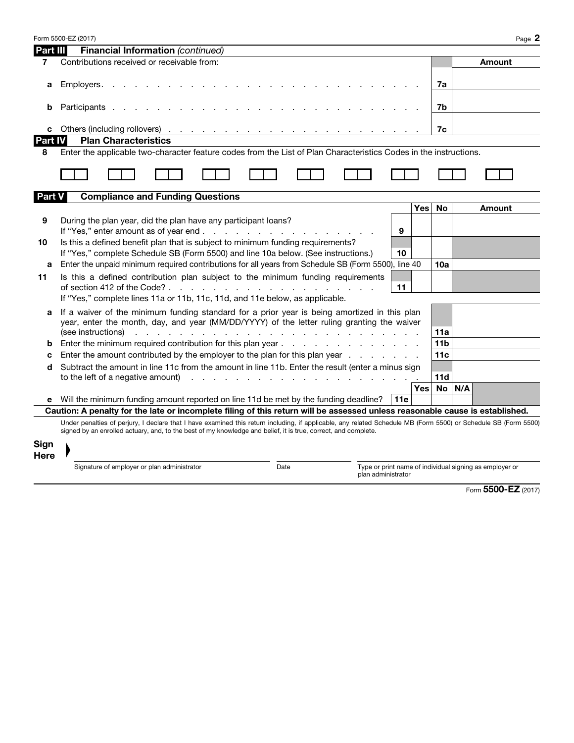## Part III Financial Information *(continued)*

| | | | Amount |
|---|---|---|---|
| **7** | Contributions received or receivable from: | | |
| **a** | Employers | **7a** | |
| **b** | Participants | **7b** | |
| **c** | Others (including rollovers) | **7c** | |

## Part IV Plan Characteristics

**8** Enter the applicable two-character feature codes from the List of Plan Characteristics Codes in the instructions.

## Part V Compliance and Funding Questions

| | | | Yes | No | Amount |
|---|---|---|---|---|---|
| **9** | During the plan year, did the plan have any participant loans? If "Yes," enter amount as of year end | **9** | | | |
| **10** | Is this a defined benefit plan that is subject to minimum funding requirements? If "Yes," complete Schedule SB (Form 5500) and line 10a below. (See instructions.) | **10** | | | |
| **a** | Enter the unpaid minimum required contributions for all years from Schedule SB (Form 5500), line 40 | | | **10a** | |
| **11** | Is this a defined contribution plan subject to the minimum funding requirements of section 412 of the Code? If "Yes," complete lines 11a or 11b, 11c, 11d, and 11e below, as applicable. | **11** | | | |
| **a** | If a waiver of the minimum funding standard for a prior year is being amortized in this plan year, enter the month, day, and year (MM/DD/YYYY) of the letter ruling granting the waiver (see instructions) | | | **11a** | |
| **b** | Enter the minimum required contribution for this plan year | | | **11b** | |
| **c** | Enter the amount contributed by the employer to the plan for this plan year | | | **11c** | |
| **d** | Subtract the amount in line 11c from the amount in line 11b. Enter the result (enter a minus sign to the left of a negative amount) | | | **11d** | |

| | | | Yes | No | N/A |
|---|---|---|---|---|---|
| **e** | Will the minimum funding amount reported on line 11d be met by the funding deadline? | **11e** | | | |

**Caution: A penalty for the late or incomplete filing of this return will be assessed unless reasonable cause is established.**

Under penalties of perjury, I declare that I have examined this return including, if applicable, any related Schedule MB (Form 5500) or Schedule SB (Form 5500) signed by an enrolled actuary, and, to the best of my knowledge and belief, it is true, correct, and complete.

**Sign Here**

Signature of employer or plan administrator | Date | Type or print name of individual signing as employer or plan administrator

Form **5500-EZ** (2017)